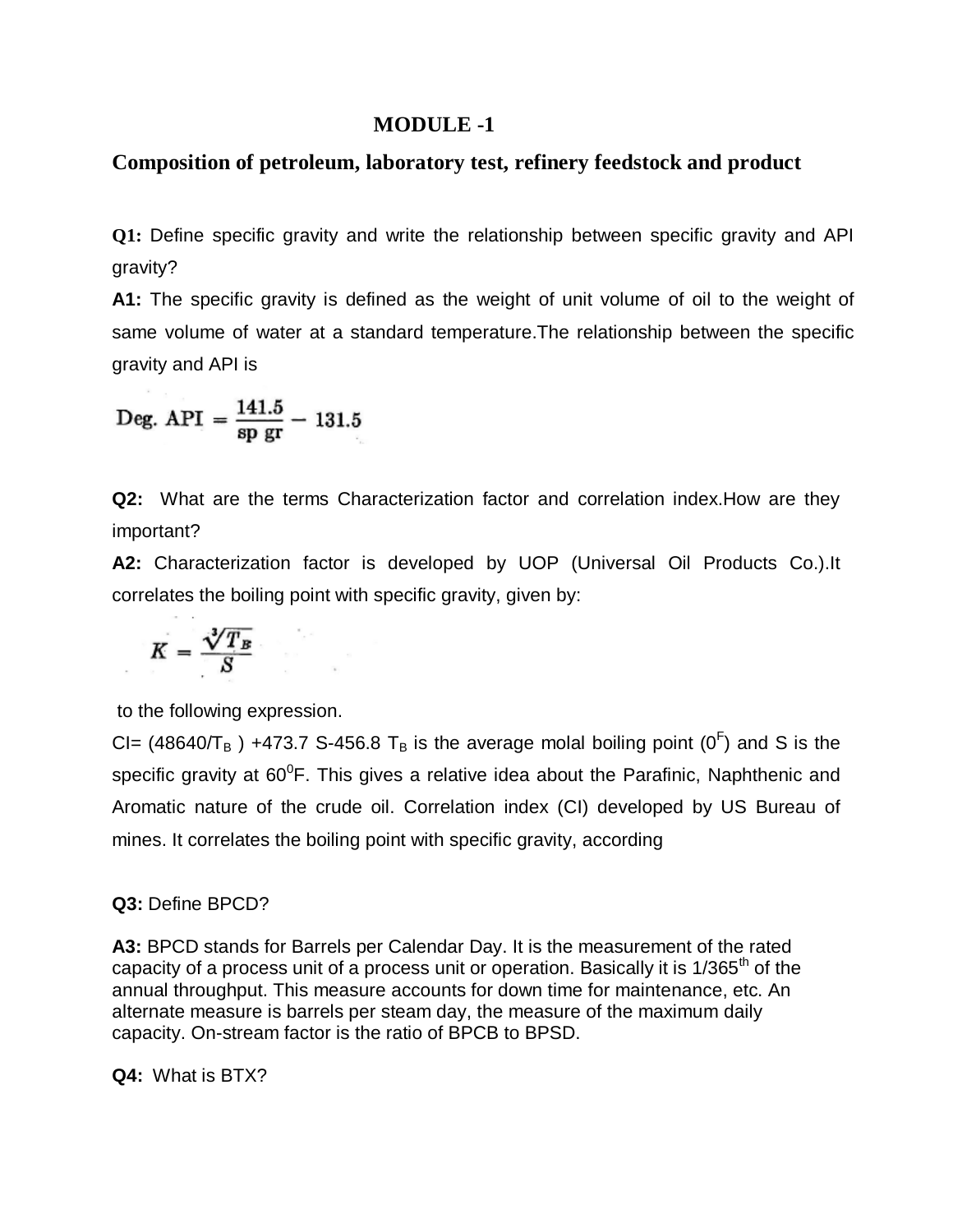# MODULE -1

## Composition of petroleum, laboratory test, refinery feedstock and product

**Q1:** Define specific gravity and write the relationship between specific gravity and API gravity?

**A1:** The specific gravity is defined as the weight of unit volume of oil to the weight of same volume of water at a standard temperature.The relationship between the specific gravity and API is

$$\text{Deg. API} = \frac{141.5}{\text{sp gr}} - 131.5$$

**Q2:** What are the terms Characterization factor and correlation index.How are they important?

**A2:** Characterization factor is developed by UOP (Universal Oil Products Co.).It correlates the boiling point with specific gravity, given by:

$$K = \frac{\sqrt[3]{T_B}}{S}$$

to the following expression.

CI= $(48640/T_B)$ +473.7 S-456.8 $T_B$ is the average molal boiling point ($0^F$) and S is the specific gravity at $60^0$F. This gives a relative idea about the Parafinic, Naphthenic and Aromatic nature of the crude oil. Correlation index (CI) developed by US Bureau of mines. It correlates the boiling point with specific gravity, according

**Q3:** Define BPCD?

**A3:** BPCD stands for Barrels per Calendar Day. It is the measurement of the rated capacity of a process unit of a process unit or operation. Basically it is $1/365^{th}$ of the annual throughput. This measure accounts for down time for maintenance, etc. An alternate measure is barrels per steam day, the measure of the maximum daily capacity. On-stream factor is the ratio of BPCB to BPSD.

**Q4:** What is BTX?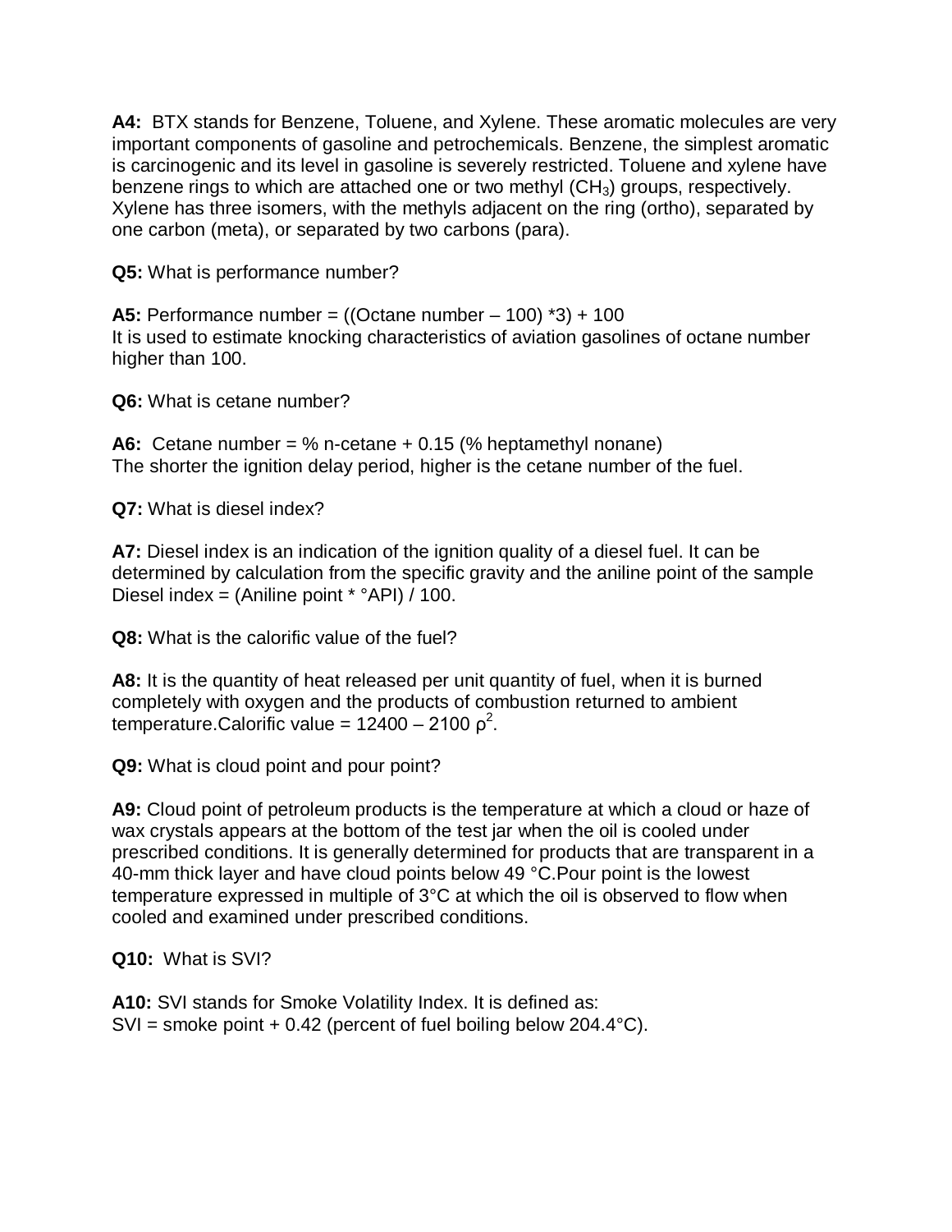**A4:** BTX stands for Benzene, Toluene, and Xylene. These aromatic molecules are very important components of gasoline and petrochemicals. Benzene, the simplest aromatic is carcinogenic and its level in gasoline is severely restricted. Toluene and xylene have benzene rings to which are attached one or two methyl ($CH_3$) groups, respectively. Xylene has three isomers, with the methyls adjacent on the ring (ortho), separated by one carbon (meta), or separated by two carbons (para).

**Q5:** What is performance number?

**A5:** Performance number = ((Octane number – 100) *3) + 100
It is used to estimate knocking characteristics of aviation gasolines of octane number higher than 100.

**Q6:** What is cetane number?

**A6:** Cetane number = % n-cetane + 0.15 (% heptamethyl nonane)
The shorter the ignition delay period, higher is the cetane number of the fuel.

**Q7:** What is diesel index?

**A7:** Diesel index is an indication of the ignition quality of a diesel fuel. It can be determined by calculation from the specific gravity and the aniline point of the sample Diesel index = (Aniline point * °API) / 100.

**Q8:** What is the calorific value of the fuel?

**A8:** It is the quantity of heat released per unit quantity of fuel, when it is burned completely with oxygen and the products of combustion returned to ambient temperature.Calorific value = $12400 - 2100\rho^2$.

**Q9:** What is cloud point and pour point?

**A9:** Cloud point of petroleum products is the temperature at which a cloud or haze of wax crystals appears at the bottom of the test jar when the oil is cooled under prescribed conditions. It is generally determined for products that are transparent in a 40-mm thick layer and have cloud points below 49 °C.Pour point is the lowest temperature expressed in multiple of 3°C at which the oil is observed to flow when cooled and examined under prescribed conditions.

**Q10:** What is SVI?

**A10:** SVI stands for Smoke Volatility Index. It is defined as:
SVI = smoke point + 0.42 (percent of fuel boiling below 204.4°C).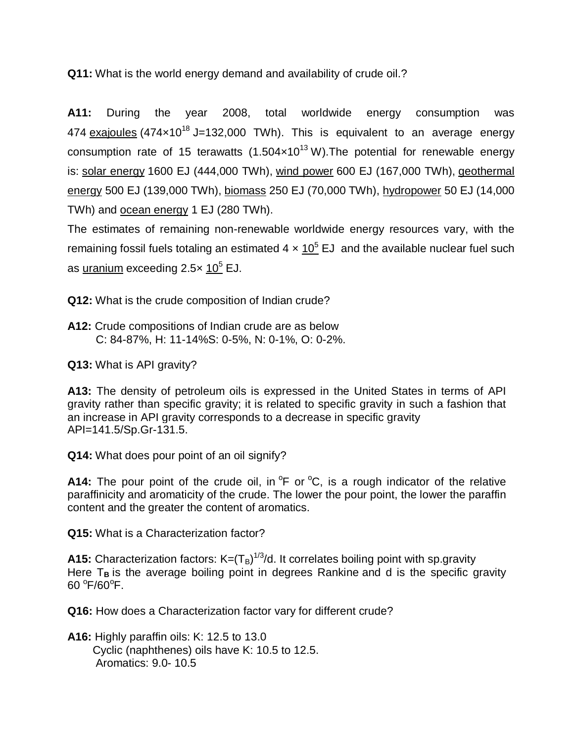**Q11:** What is the world energy demand and availability of crude oil.?

**A11:** During the year 2008, total worldwide energy consumption was 474 exajoules ($474\times10^{18}$ J=132,000 TWh). This is equivalent to an average energy consumption rate of 15 terawatts ($1.504\times10^{13}$ W).The potential for renewable energy is: solar energy 1600 EJ (444,000 TWh), wind power 600 EJ (167,000 TWh), geothermal energy 500 EJ (139,000 TWh), biomass 250 EJ (70,000 TWh), hydropower 50 EJ (14,000 TWh) and ocean energy 1 EJ (280 TWh).

The estimates of remaining non-renewable worldwide energy resources vary, with the remaining fossil fuels totaling an estimated $4 \times 10^5$ EJ and the available nuclear fuel such as uranium exceeding $2.5\times 10^5$ EJ.

**Q12:** What is the crude composition of Indian crude?

**A12:** Crude compositions of Indian crude are as below
C: 84-87%, H: 11-14%S: 0-5%, N: 0-1%, O: 0-2%.

**Q13:** What is API gravity?

**A13:** The density of petroleum oils is expressed in the United States in terms of API gravity rather than specific gravity; it is related to specific gravity in such a fashion that an increase in API gravity corresponds to a decrease in specific gravity
API=141.5/Sp.Gr-131.5.

**Q14:** What does pour point of an oil signify?

**A14:** The pour point of the crude oil, in $^oF$ or $^oC$, is a rough indicator of the relative paraffinicity and aromaticity of the crude. The lower the pour point, the lower the paraffin content and the greater the content of aromatics.

**Q15:** What is a Characterization factor?

**A15:** Characterization factors: $K=(T_B)^{1/3}/d$. It correlates boiling point with sp.gravity
Here $T_B$ is the average boiling point in degrees Rankine and d is the specific gravity 60 $^oF/60^oF$.

**Q16:** How does a Characterization factor vary for different crude?

**A16:** Highly paraffin oils: K: 12.5 to 13.0
Cyclic (naphthenes) oils have K: 10.5 to 12.5.
Aromatics: 9.0- 10.5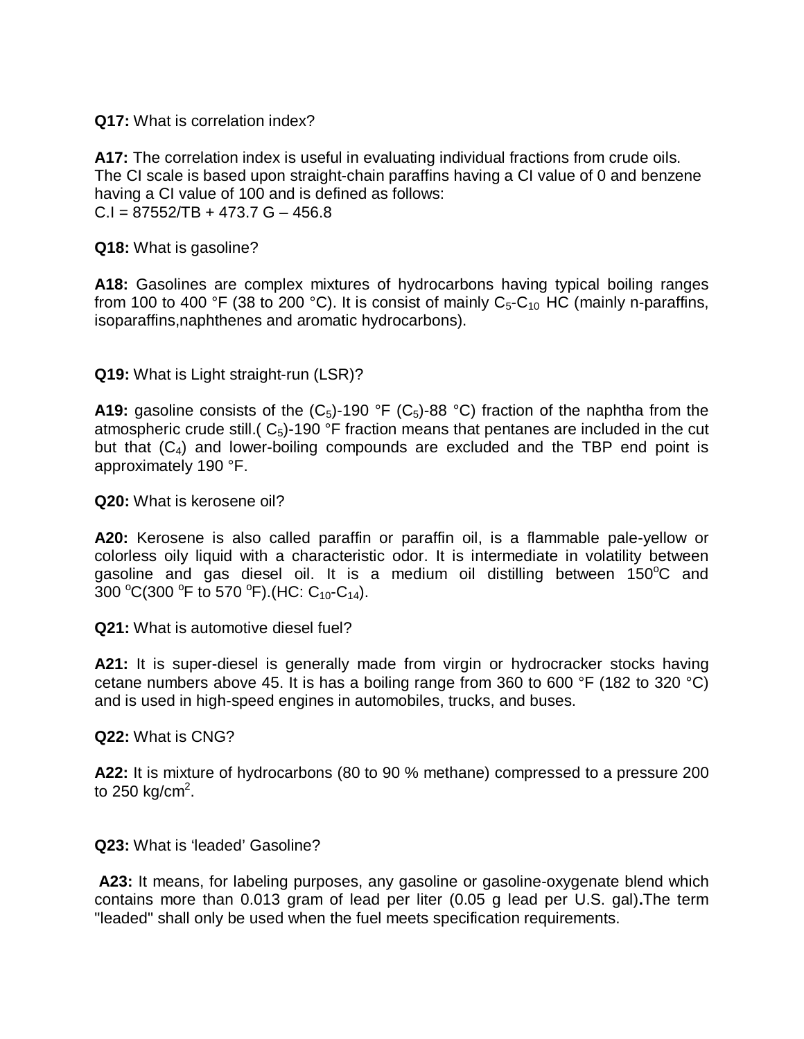**Q17:** What is correlation index?

**A17:** The correlation index is useful in evaluating individual fractions from crude oils. The CI scale is based upon straight-chain paraffins having a CI value of 0 and benzene having a CI value of 100 and is defined as follows:
C.I = 87552/TB + 473.7 G – 456.8

**Q18:** What is gasoline?

**A18:** Gasolines are complex mixtures of hydrocarbons having typical boiling ranges from 100 to 400 °F (38 to 200 °C). It is consist of mainly $C_5$-$C_{10}$ HC (mainly n-paraffins, isoparaffins,naphthenes and aromatic hydrocarbons).

**Q19:** What is Light straight-run (LSR)?

**A19:** gasoline consists of the ($C_5$)-190 °F ($C_5$)-88 °C) fraction of the naphtha from the atmospheric crude still.( $C_5$)-190 °F fraction means that pentanes are included in the cut but that ($C_4$) and lower-boiling compounds are excluded and the TBP end point is approximately 190 °F.

**Q20:** What is kerosene oil?

**A20:** Kerosene is also called paraffin or paraffin oil, is a flammable pale-yellow or colorless oily liquid with a characteristic odor. It is intermediate in volatility between gasoline and gas diesel oil. It is a medium oil distilling between 150°C and 300 °C(300 °F to 570 °F).(HC: $C_{10}$-$C_{14}$).

**Q21:** What is automotive diesel fuel?

**A21:** It is super-diesel is generally made from virgin or hydrocracker stocks having cetane numbers above 45. It is has a boiling range from 360 to 600 °F (182 to 320 °C) and is used in high-speed engines in automobiles, trucks, and buses.

**Q22:** What is CNG?

**A22:** It is mixture of hydrocarbons (80 to 90 % methane) compressed to a pressure 200 to 250 kg/cm$^2$.

**Q23:** What is 'leaded' Gasoline?

**A23:** It means, for labeling purposes, any gasoline or gasoline-oxygenate blend which contains more than 0.013 gram of lead per liter (0.05 g lead per U.S. gal)**.**The term "leaded" shall only be used when the fuel meets specification requirements.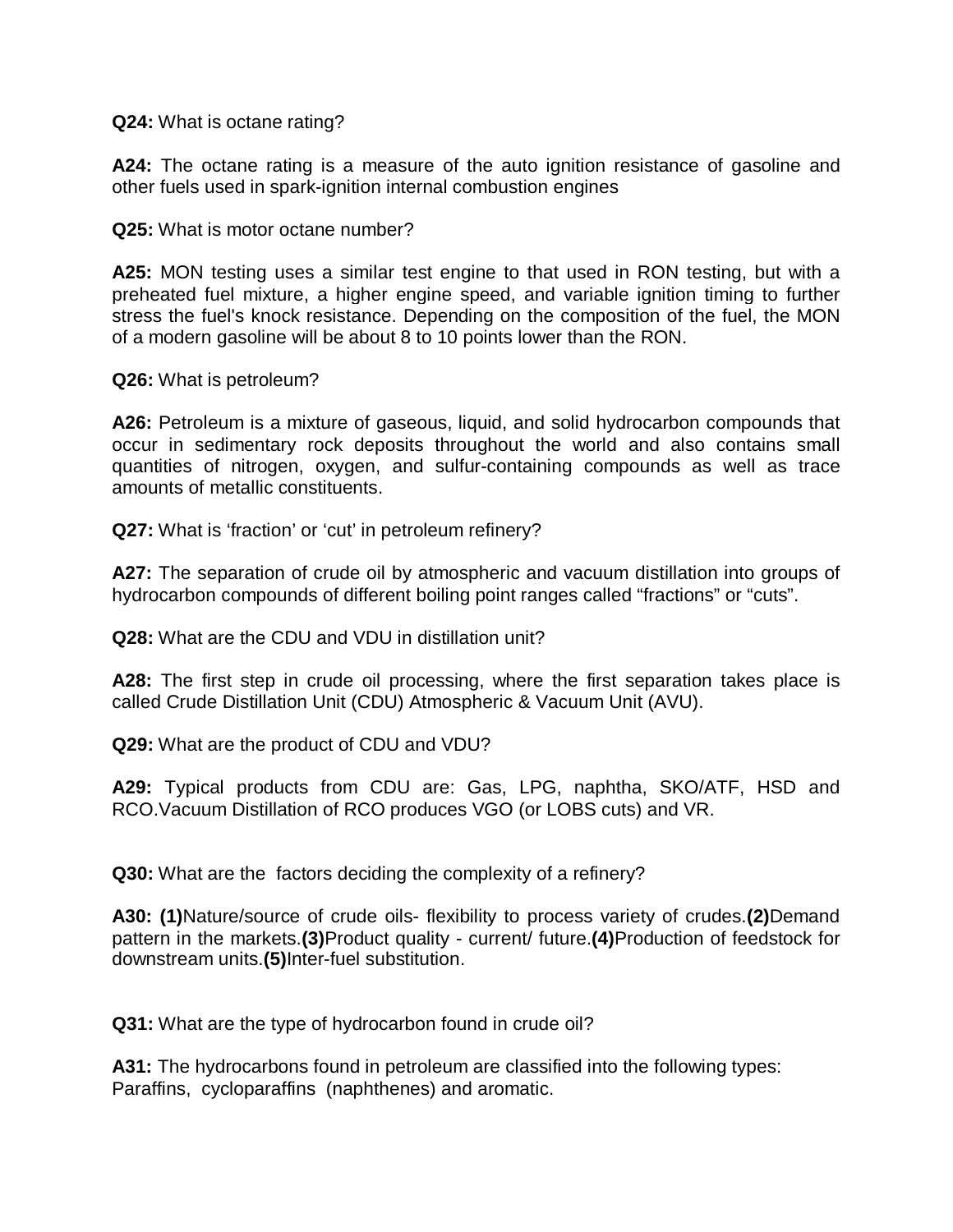**Q24:** What is octane rating?

**A24:** The octane rating is a measure of the auto ignition resistance of gasoline and other fuels used in spark-ignition internal combustion engines

**Q25:** What is motor octane number?

**A25:** MON testing uses a similar test engine to that used in RON testing, but with a preheated fuel mixture, a higher engine speed, and variable ignition timing to further stress the fuel's knock resistance. Depending on the composition of the fuel, the MON of a modern gasoline will be about 8 to 10 points lower than the RON.

**Q26:** What is petroleum?

**A26:** Petroleum is a mixture of gaseous, liquid, and solid hydrocarbon compounds that occur in sedimentary rock deposits throughout the world and also contains small quantities of nitrogen, oxygen, and sulfur-containing compounds as well as trace amounts of metallic constituents.

**Q27:** What is 'fraction' or 'cut' in petroleum refinery?

**A27:** The separation of crude oil by atmospheric and vacuum distillation into groups of hydrocarbon compounds of different boiling point ranges called "fractions" or "cuts".

**Q28:** What are the CDU and VDU in distillation unit?

**A28:** The first step in crude oil processing, where the first separation takes place is called Crude Distillation Unit (CDU) Atmospheric & Vacuum Unit (AVU).

**Q29:** What are the product of CDU and VDU?

**A29:** Typical products from CDU are: Gas, LPG, naphtha, SKO/ATF, HSD and RCO.Vacuum Distillation of RCO produces VGO (or LOBS cuts) and VR.

**Q30:** What are the factors deciding the complexity of a refinery?

**A30: (1)**Nature/source of crude oils- flexibility to process variety of crudes.**(2)**Demand pattern in the markets.**(3)**Product quality - current/ future.**(4)**Production of feedstock for downstream units.**(5)**Inter-fuel substitution.

**Q31:** What are the type of hydrocarbon found in crude oil?

**A31:** The hydrocarbons found in petroleum are classified into the following types:
Paraffins, cycloparaffins (naphthenes) and aromatic.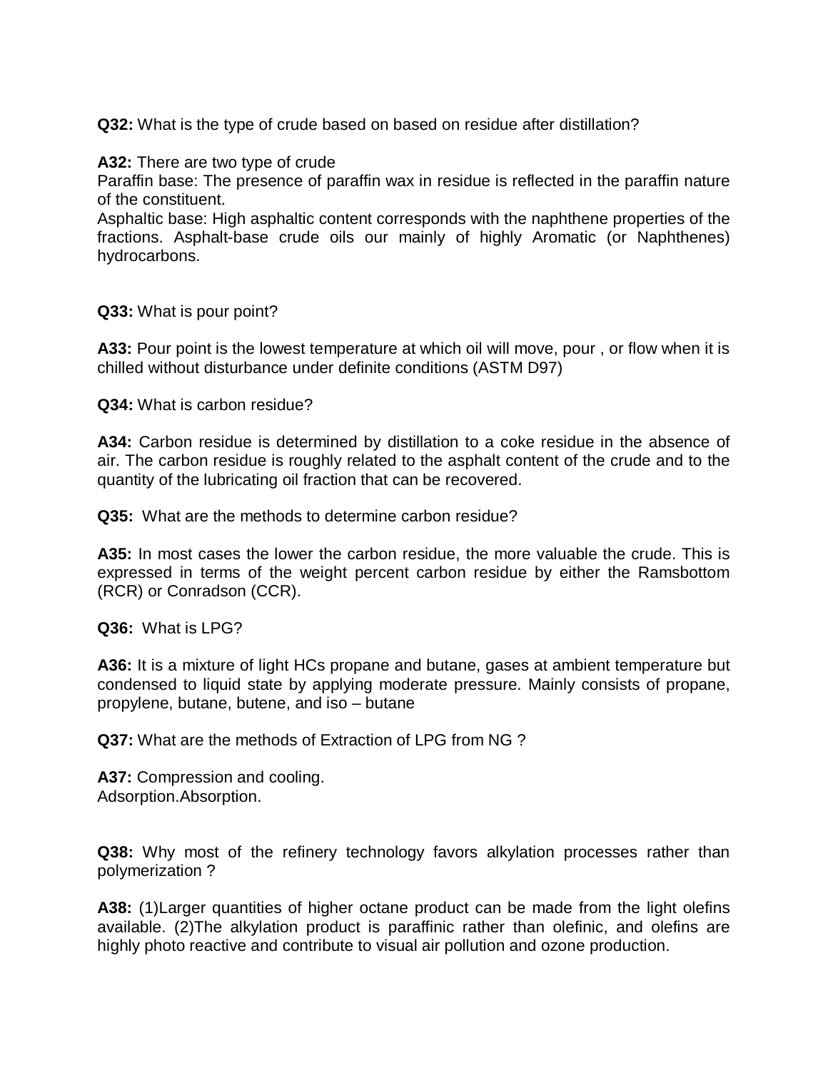**Q32:** What is the type of crude based on based on residue after distillation?

**A32:** There are two type of crude
Paraffin base: The presence of paraffin wax in residue is reflected in the paraffin nature of the constituent.
Asphaltic base: High asphaltic content corresponds with the naphthene properties of the fractions. Asphalt-base crude oils our mainly of highly Aromatic (or Naphthenes) hydrocarbons.

**Q33:** What is pour point?

**A33:** Pour point is the lowest temperature at which oil will move, pour , or flow when it is chilled without disturbance under definite conditions (ASTM D97)

**Q34:** What is carbon residue?

**A34:** Carbon residue is determined by distillation to a coke residue in the absence of air. The carbon residue is roughly related to the asphalt content of the crude and to the quantity of the lubricating oil fraction that can be recovered.

**Q35:** What are the methods to determine carbon residue?

**A35:** In most cases the lower the carbon residue, the more valuable the crude. This is expressed in terms of the weight percent carbon residue by either the Ramsbottom (RCR) or Conradson (CCR).

**Q36:** What is LPG?

**A36:** It is a mixture of light HCs propane and butane, gases at ambient temperature but condensed to liquid state by applying moderate pressure. Mainly consists of propane, propylene, butane, butene, and iso – butane

**Q37:** What are the methods of Extraction of LPG from NG ?

**A37:** Compression and cooling.
Adsorption.Absorption.

**Q38:** Why most of the refinery technology favors alkylation processes rather than polymerization ?

**A38:** (1)Larger quantities of higher octane product can be made from the light olefins available. (2)The alkylation product is paraffinic rather than olefinic, and olefins are highly photo reactive and contribute to visual air pollution and ozone production.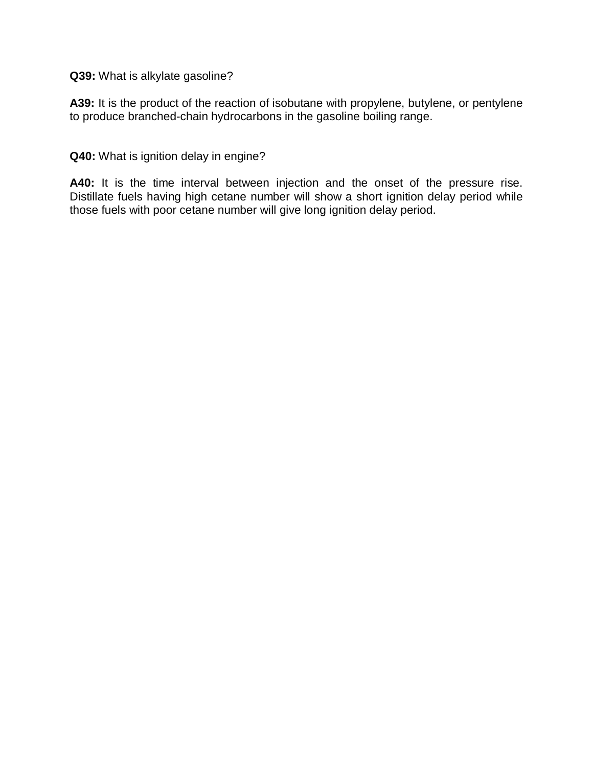**Q39:** What is alkylate gasoline?

**A39:** It is the product of the reaction of isobutane with propylene, butylene, or pentylene to produce branched-chain hydrocarbons in the gasoline boiling range.

**Q40:** What is ignition delay in engine?

**A40:** It is the time interval between injection and the onset of the pressure rise. Distillate fuels having high cetane number will show a short ignition delay period while those fuels with poor cetane number will give long ignition delay period.